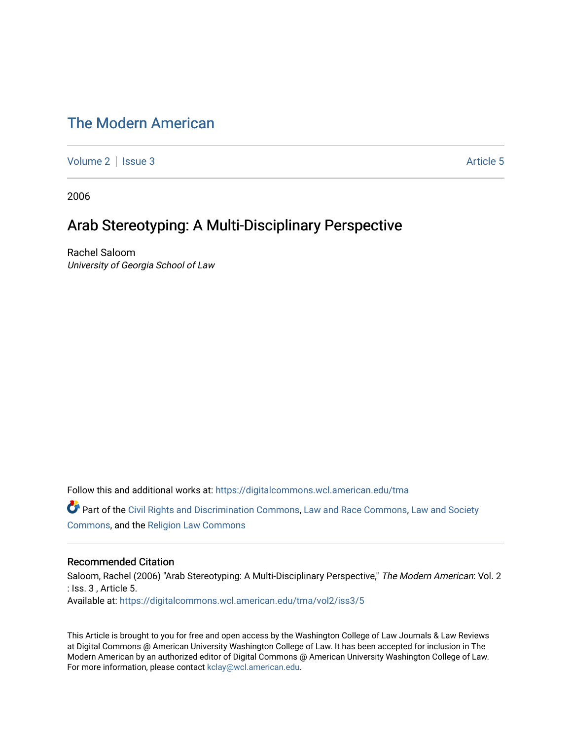# The Modern American

Volume 2 | Issue 3 Article 5

2006

## Arab Stereotyping: A Multi-Disciplinary Perspective

Rachel Saloom
*University of Georgia School of Law*

Follow this and additional works at: https://digitalcommons.wcl.american.edu/tma

Part of the Civil Rights and Discrimination Commons, Law and Race Commons, Law and Society Commons, and the Religion Law Commons

### Recommended Citation

Saloom, Rachel (2006) "Arab Stereotyping: A Multi-Disciplinary Perspective," *The Modern American*: Vol. 2 : Iss. 3 , Article 5.
Available at: https://digitalcommons.wcl.american.edu/tma/vol2/iss3/5

This Article is brought to you for free and open access by the Washington College of Law Journals & Law Reviews at Digital Commons @ American University Washington College of Law. It has been accepted for inclusion in The Modern American by an authorized editor of Digital Commons @ American University Washington College of Law. For more information, please contact kclay@wcl.american.edu.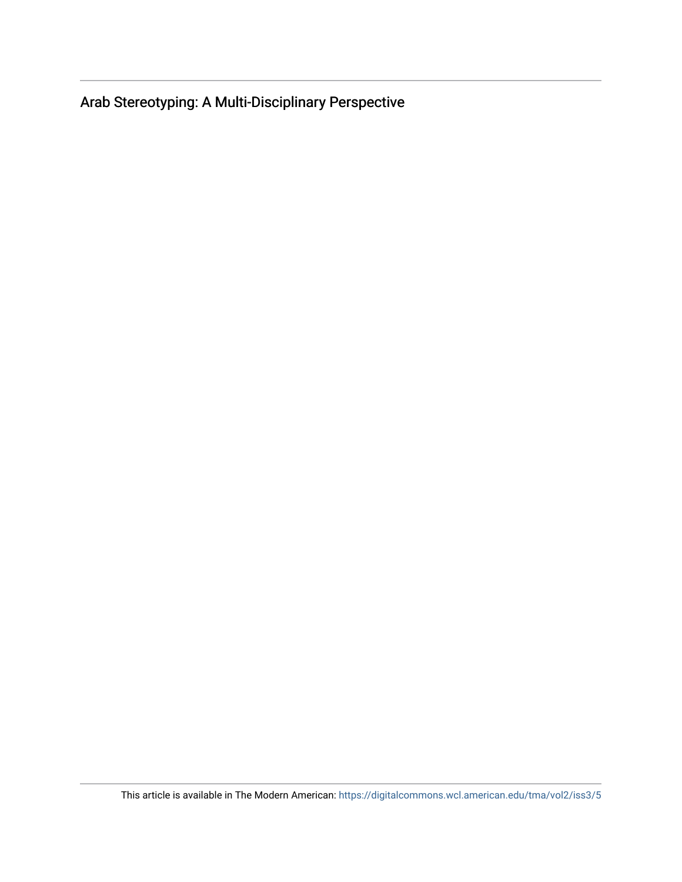# Arab Stereotyping: A Multi-Disciplinary Perspective

This article is available in The Modern American: https://digitalcommons.wcl.american.edu/tma/vol2/iss3/5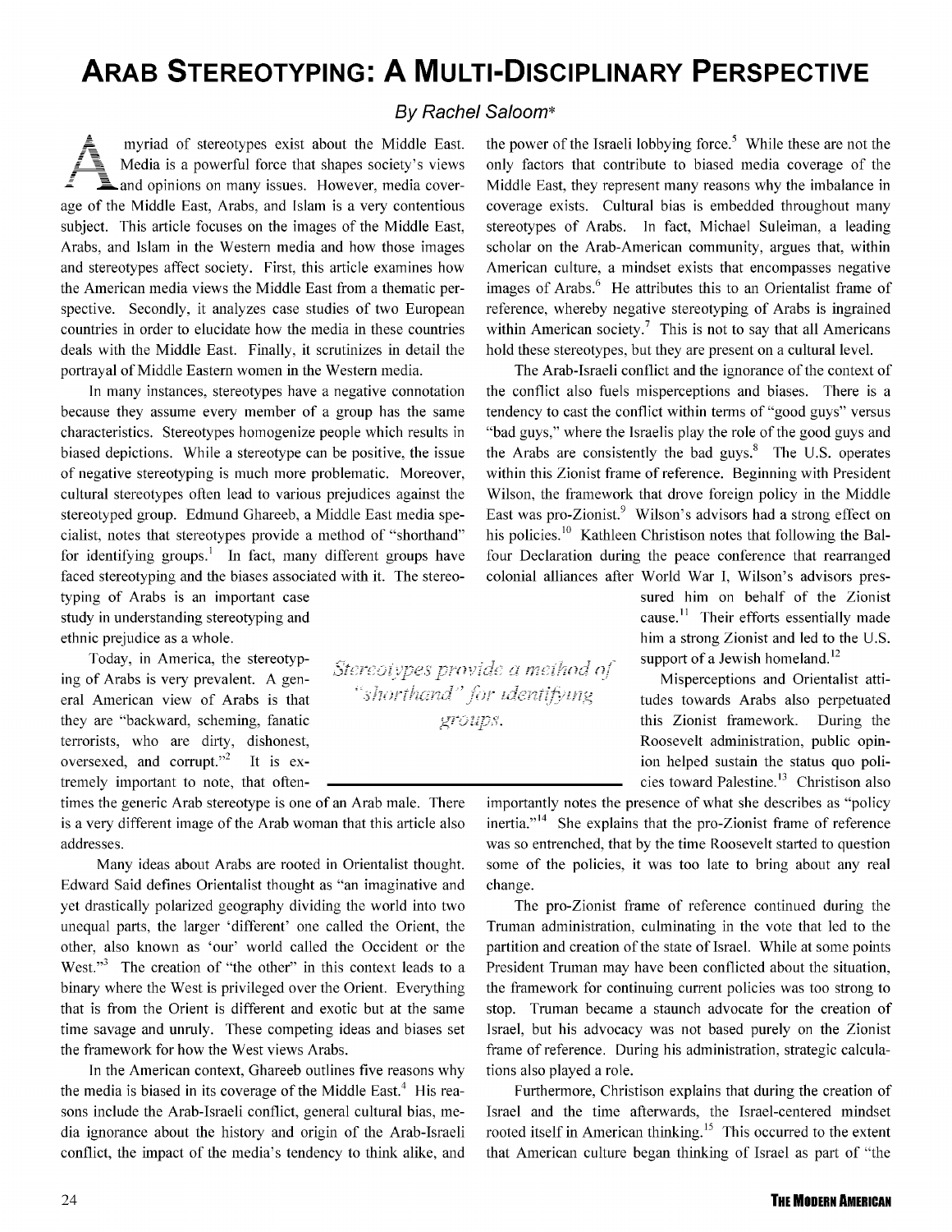# Arab Stereotyping: A Multi-Disciplinary Perspective

*By Rachel Saloom**

A myriad of stereotypes exist about the Middle East. Media is a powerful force that shapes society's views and opinions on many issues. However, media coverage of the Middle East, Arabs, and Islam is a very contentious subject. This article focuses on the images of the Middle East, Arabs, and Islam in the Western media and how those images and stereotypes affect society. First, this article examines how the American media views the Middle East from a thematic perspective. Secondly, it analyzes case studies of two European countries in order to elucidate how the media in these countries deals with the Middle East. Finally, it scrutinizes in detail the portrayal of Middle Eastern women in the Western media.

In many instances, stereotypes have a negative connotation because they assume every member of a group has the same characteristics. Stereotypes homogenize people which results in biased depictions. While a stereotype can be positive, the issue of negative stereotyping is much more problematic. Moreover, cultural stereotypes often lead to various prejudices against the stereotyped group. Edmund Ghareeb, a Middle East media specialist, notes that stereotypes provide a method of "shorthand" for identifying groups.[1] In fact, many different groups have faced stereotyping and the biases associated with it. The stereotyping of Arabs is an important case study in understanding stereotyping and ethnic prejudice as a whole.

*Stereotypes provide a method of "shorthand" for identifying groups.*

Today, in America, the stereotyping of Arabs is very prevalent. A general American view of Arabs is that they are "backward, scheming, fanatic terrorists, who are dirty, dishonest, oversexed, and corrupt."[2] It is extremely important to note, that oftentimes the generic Arab stereotype is one of an Arab male. There is a very different image of the Arab woman that this article also addresses.

Many ideas about Arabs are rooted in Orientalist thought. Edward Said defines Orientalist thought as "an imaginative and yet drastically polarized geography dividing the world into two unequal parts, the larger 'different' one called the Orient, the other, also known as 'our' world called the Occident or the West."[3] The creation of "the other" in this context leads to a binary where the West is privileged over the Orient. Everything that is from the Orient is different and exotic but at the same time savage and unruly. These competing ideas and biases set the framework for how the West views Arabs.

In the American context, Ghareeb outlines five reasons why the media is biased in its coverage of the Middle East.[4] His reasons include the Arab-Israeli conflict, general cultural bias, media ignorance about the history and origin of the Arab-Israeli conflict, the impact of the media's tendency to think alike, and the power of the Israeli lobbying force.[5] While these are not the only factors that contribute to biased media coverage of the Middle East, they represent many reasons why the imbalance in coverage exists. Cultural bias is embedded throughout many stereotypes of Arabs. In fact, Michael Suleiman, a leading scholar on the Arab-American community, argues that, within American culture, a mindset exists that encompasses negative images of Arabs.[6] He attributes this to an Orientalist frame of reference, whereby negative stereotyping of Arabs is ingrained within American society.[7] This is not to say that all Americans hold these stereotypes, but they are present on a cultural level.

The Arab-Israeli conflict and the ignorance of the context of the conflict also fuels misperceptions and biases. There is a tendency to cast the conflict within terms of "good guys" versus "bad guys," where the Israelis play the role of the good guys and the Arabs are consistently the bad guys.[8] The U.S. operates within this Zionist frame of reference. Beginning with President Wilson, the framework that drove foreign policy in the Middle East was pro-Zionist.[9] Wilson's advisors had a strong effect on his policies.[10] Kathleen Christison notes that following the Balfour Declaration during the peace conference that rearranged colonial alliances after World War I, Wilson's advisors pressured him on behalf of the Zionist cause.[11] Their efforts essentially made him a strong Zionist and led to the U.S. support of a Jewish homeland.[12]

Misperceptions and Orientalist attitudes towards Arabs also perpetuated this Zionist framework. During the Roosevelt administration, public opinion helped sustain the status quo policies toward Palestine.[13] Christison also importantly notes the presence of what she describes as "policy inertia."[14] She explains that the pro-Zionist frame of reference was so entrenched, that by the time Roosevelt started to question some of the policies, it was too late to bring about any real change.

The pro-Zionist frame of reference continued during the Truman administration, culminating in the vote that led to the partition and creation of the state of Israel. While at some points President Truman may have been conflicted about the situation, the framework for continuing current policies was too strong to stop. Truman became a staunch advocate for the creation of Israel, but his advocacy was not based purely on the Zionist frame of reference. During his administration, strategic calculations also played a role.

Furthermore, Christison explains that during the creation of Israel and the time afterwards, the Israel-centered mindset rooted itself in American thinking.[15] This occurred to the extent that American culture began thinking of Israel as part of "the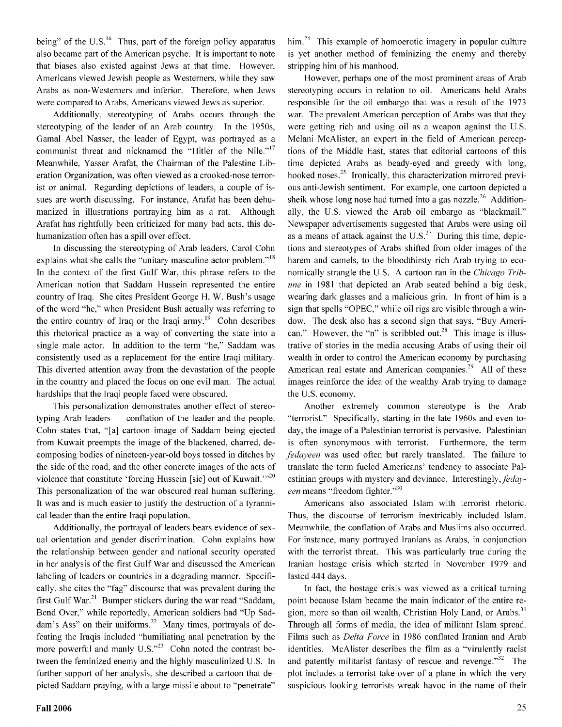being" of the U.S.[16] Thus, part of the foreign policy apparatus also became part of the American psyche. It is important to note that biases also existed against Jews at that time. However, Americans viewed Jewish people as Westerners, while they saw Arabs as non-Westerners and inferior. Therefore, when Jews were compared to Arabs, Americans viewed Jews as superior.

Additionally, stereotyping of Arabs occurs through the stereotyping of the leader of an Arab country. In the 1950s, Gamal Abel Nasser, the leader of Egypt, was portrayed as a communist threat and nicknamed the "Hitler of the Nile."[17] Meanwhile, Yasser Arafat, the Chairman of the Palestine Liberation Organization, was often viewed as a crooked-nose terrorist or animal. Regarding depictions of leaders, a couple of issues are worth discussing. For instance, Arafat has been dehumanized in illustrations portraying him as a rat. Although Arafat has rightfully been criticized for many bad acts, this dehumanization often has a spill over effect.

In discussing the stereotyping of Arab leaders, Carol Cohn explains what she calls the "unitary masculine actor problem."[18] In the context of the first Gulf War, this phrase refers to the American notion that Saddam Hussein represented the entire country of Iraq. She cites President George H. W. Bush's usage of the word "he," when President Bush actually was referring to the entire country of Iraq or the Iraqi army.[19] Cohn describes this rhetorical practice as a way of converting the state into a single male actor. In addition to the term "he," Saddam was consistently used as a replacement for the entire Iraqi military. This diverted attention away from the devastation of the people in the country and placed the focus on one evil man. The actual hardships that the Iraqi people faced were obscured.

This personalization demonstrates another effect of stereotyping Arab leaders — conflation of the leader and the people. Cohn states that, "[a] cartoon image of Saddam being ejected from Kuwait preempts the image of the blackened, charred, decomposing bodies of nineteen-year-old boys tossed in ditches by the side of the road, and the other concrete images of the acts of violence that constitute 'forcing Hussein [sic] out of Kuwait.'"[20] This personalization of the war obscured real human suffering. It was and is much easier to justify the destruction of a tyrannical leader than the entire Iraqi population.

Additionally, the portrayal of leaders bears evidence of sexual orientation and gender discrimination. Cohn explains how the relationship between gender and national security operated in her analysis of the first Gulf War and discussed the American labeling of leaders or countries in a degrading manner. Specifically, she cites the "fag" discourse that was prevalent during the first Gulf War.[21] Bumper stickers during the war read "Saddam, Bend Over," while reportedly, American soldiers had "Up Saddam's Ass" on their uniforms.[22] Many times, portrayals of defeating the Iraqis included "humiliating anal penetration by the more powerful and manly U.S."[23] Cohn noted the contrast between the feminized enemy and the highly masculinized U.S. In further support of her analysis, she described a cartoon that depicted Saddam praying, with a large missile about to "penetrate" him.[24] This example of homoerotic imagery in popular culture is yet another method of feminizing the enemy and thereby stripping him of his manhood.

However, perhaps one of the most prominent areas of Arab stereotyping occurs in relation to oil. Americans held Arabs responsible for the oil embargo that was a result of the 1973 war. The prevalent American perception of Arabs was that they were getting rich and using oil as a weapon against the U.S. Melani McAlister, an expert in the field of American perceptions of the Middle East, states that editorial cartoons of this time depicted Arabs as beady-eyed and greedy with long, hooked noses.[25] Ironically, this characterization mirrored previous anti-Jewish sentiment. For example, one cartoon depicted a sheik whose long nose had turned into a gas nozzle.[26] Additionally, the U.S. viewed the Arab oil embargo as "blackmail." Newspaper advertisements suggested that Arabs were using oil as a means of attack against the U.S.[27] During this time, depictions and stereotypes of Arabs shifted from older images of the harem and camels, to the bloodthirsty rich Arab trying to economically strangle the U.S. A cartoon ran in the *Chicago Tribune* in 1981 that depicted an Arab seated behind a big desk, wearing dark glasses and a malicious grin. In front of him is a sign that spells "OPEC," while oil rigs are visible through a window. The desk also has a second sign that says, "Buy American." However, the "n" is scribbled out.[28] This image is illustrative of stories in the media accusing Arabs of using their oil wealth in order to control the American economy by purchasing American real estate and American companies.[29] All of these images reinforce the idea of the wealthy Arab trying to damage the U.S. economy.

Another extremely common stereotype is the Arab "terrorist." Specifically, starting in the late 1960s and even today, the image of a Palestinian terrorist is pervasive. Palestinian is often synonymous with terrorist. Furthermore, the term *fedayeen* was used often but rarely translated. The failure to translate the term fueled Americans' tendency to associate Palestinian groups with mystery and deviance. Interestingly, *fedayeen* means "freedom fighter."[30]

Americans also associated Islam with terrorist rhetoric. Thus, the discourse of terrorism inextricably included Islam. Meanwhile, the conflation of Arabs and Muslims also occurred. For instance, many portrayed Iranians as Arabs, in conjunction with the terrorist threat. This was particularly true during the Iranian hostage crisis which started in November 1979 and lasted 444 days.

In fact, the hostage crisis was viewed as a critical turning point because Islam became the main indicator of the entire region, more so than oil wealth, Christian Holy Land, or Arabs.[31] Through all forms of media, the idea of militant Islam spread. Films such as *Delta Force* in 1986 conflated Iranian and Arab identities. McAlister describes the film as a "virulently racist and patently militarist fantasy of rescue and revenge."[32] The plot includes a terrorist take-over of a plane in which the very suspicious looking terrorists wreak havoc in the name of their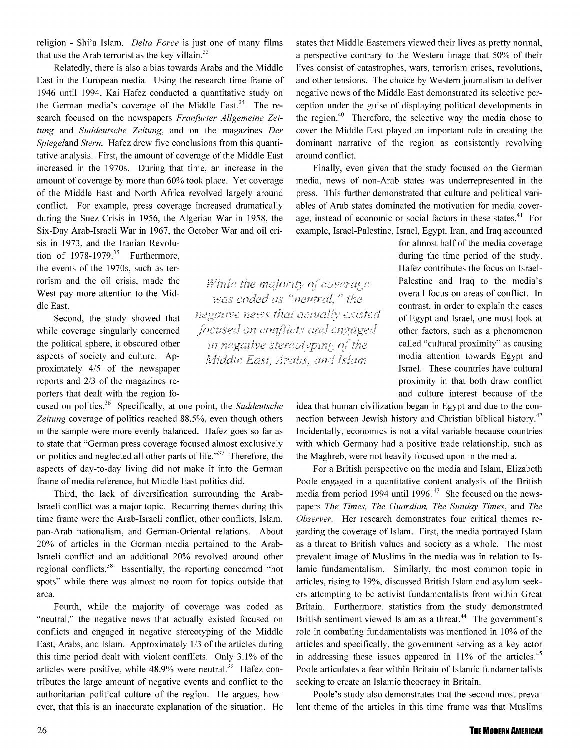religion - Shi'a Islam. *Delta Force* is just one of many films that use the Arab terrorist as the key villain.[33]

Relatedly, there is also a bias towards Arabs and the Middle East in the European media. Using the research time frame of 1946 until 1994, Kai Hafez conducted a quantitative study on the German media's coverage of the Middle East.[34] The research focused on the newspapers *Franfurter Allgemeine Zeitung* and *Suddeutsche Zeitung*, and on the magazines *Der Spiegel*and *Stern*. Hafez drew five conclusions from this quantitative analysis. First, the amount of coverage of the Middle East increased in the 1970s. During that time, an increase in the amount of coverage by more than 60% took place. Yet coverage of the Middle East and North Africa revolved largely around conflict. For example, press coverage increased dramatically during the Suez Crisis in 1956, the Algerian War in 1958, the Six-Day Arab-Israeli War in 1967, the October War and oil crisis in 1973, and the Iranian Revolution of 1978-1979.[35] Furthermore, the events of the 1970s, such as terrorism and the oil crisis, made the West pay more attention to the Middle East.

Second, the study showed that while coverage singularly concerned the political sphere, it obscured other aspects of society and culture. Approximately 4/5 of the newspaper reports and 2/3 of the magazines reporters that dealt with the region focused on politics.[36] Specifically, at one point, the *Suddeutsche Zeitung* coverage of politics reached 88.5%, even though others in the sample were more evenly balanced. Hafez goes so far as to state that "German press coverage focused almost exclusively on politics and neglected all other parts of life."[37] Therefore, the aspects of day-to-day living did not make it into the German frame of media reference, but Middle East politics did.

Third, the lack of diversification surrounding the Arab-Israeli conflict was a major topic. Recurring themes during this time frame were the Arab-Israeli conflict, other conflicts, Islam, pan-Arab nationalism, and German-Oriental relations. About 20% of articles in the German media pertained to the Arab-Israeli conflict and an additional 20% revolved around other regional conflicts.[38] Essentially, the reporting concerned "hot spots" while there was almost no room for topics outside that area.

Fourth, while the majority of coverage was coded as "neutral," the negative news that actually existed focused on conflicts and engaged in negative stereotyping of the Middle East, Arabs, and Islam. Approximately 1/3 of the articles during this time period dealt with violent conflicts. Only 3.1% of the articles were positive, while 48.9% were neutral.[39] Hafez contributes the large amount of negative events and conflict to the authoritarian political culture of the region. He argues, however, that this is an inaccurate explanation of the situation. He states that Middle Easterners viewed their lives as pretty normal, a perspective contrary to the Western image that 50% of their lives consist of catastrophes, wars, terrorism crises, revolutions, and other tensions. The choice by Western journalism to deliver negative news of the Middle East demonstrated its selective perception under the guise of displaying political developments in the region.[40] Therefore, the selective way the media chose to cover the Middle East played an important role in creating the dominant narrative of the region as consistently revolving around conflict.

*While the majority of coverage was coded as "neutral," the negative news that actually existed focused on conflicts and engaged in negative stereotyping of the Middle East, Arabs, and Islam*

Finally, even given that the study focused on the German media, news of non-Arab states was underrepresented in the press. This further demonstrated that culture and political variables of Arab states dominated the motivation for media coverage, instead of economic or social factors in these states.[41] For example, Israel-Palestine, Israel, Egypt, Iran, and Iraq accounted for almost half of the media coverage during the time period of the study. Hafez contributes the focus on Israel-Palestine and Iraq to the media's overall focus on areas of conflict. In contrast, in order to explain the cases of Egypt and Israel, one must look at other factors, such as a phenomenon called "cultural proximity" as causing media attention towards Egypt and Israel. These countries have cultural proximity in that both draw conflict and culture interest because of the idea that human civilization began in Egypt and due to the connection between Jewish history and Christian biblical history.[42] Incidentally, economics is not a vital variable because countries with which Germany had a positive trade relationship, such as the Maghreb, were not heavily focused upon in the media.

For a British perspective on the media and Islam, Elizabeth Poole engaged in a quantitative content analysis of the British media from period 1994 until 1996.[43] She focused on the newspapers *The Times, The Guardian, The Sunday Times*, and *The Observer*. Her research demonstrates four critical themes regarding the coverage of Islam. First, the media portrayed Islam as a threat to British values and society as a whole. The most prevalent image of Muslims in the media was in relation to Islamic fundamentalism. Similarly, the most common topic in articles, rising to 19%, discussed British Islam and asylum seekers attempting to be activist fundamentalists from within Great Britain. Furthermore, statistics from the study demonstrated British sentiment viewed Islam as a threat.[44] The government's role in combating fundamentalists was mentioned in 10% of the articles and specifically, the government serving as a key actor in addressing these issues appeared in 11% of the articles.[45] Poole articulates a fear within Britain of Islamic fundamentalists seeking to create an Islamic theocracy in Britain.

Poole's study also demonstrates that the second most prevalent theme of the articles in this time frame was that Muslims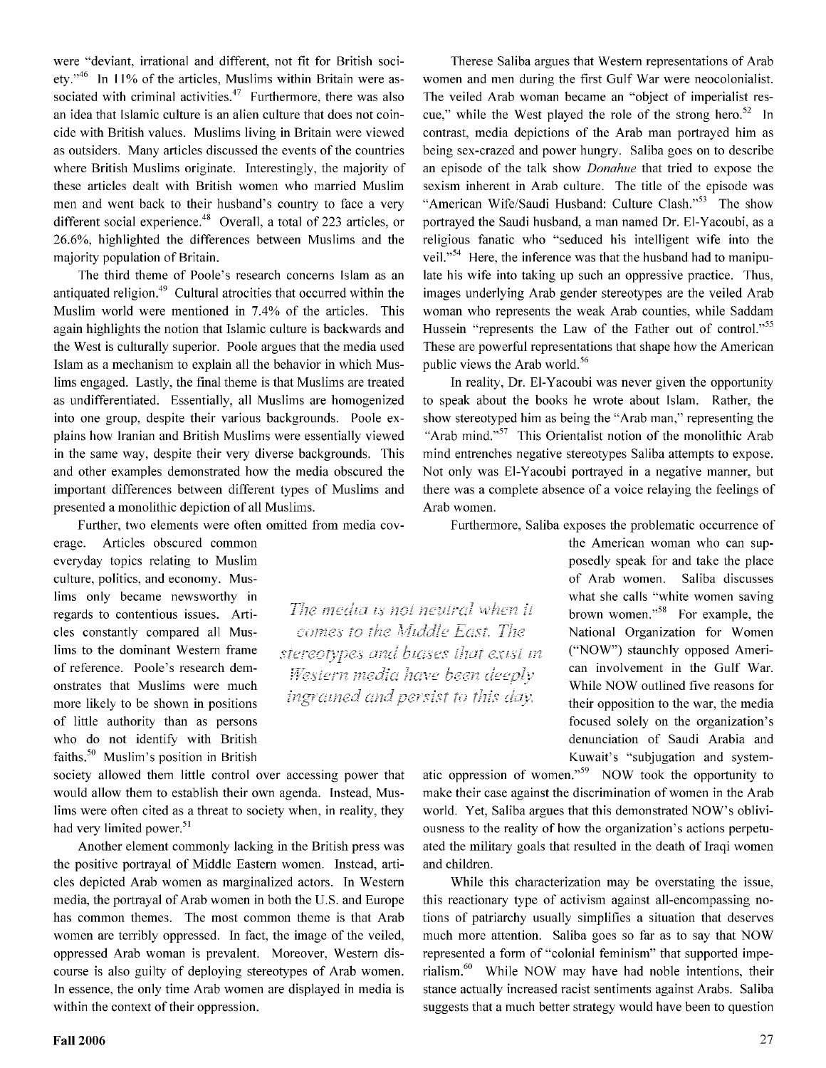were "deviant, irrational and different, not fit for British society."[46] In 11% of the articles, Muslims within Britain were associated with criminal activities.[47] Furthermore, there was also an idea that Islamic culture is an alien culture that does not coincide with British values. Muslims living in Britain were viewed as outsiders. Many articles discussed the events of the countries where British Muslims originate. Interestingly, the majority of these articles dealt with British women who married Muslim men and went back to their husband's country to face a very different social experience.[48] Overall, a total of 223 articles, or 26.6%, highlighted the differences between Muslims and the majority population of Britain.

The third theme of Poole's research concerns Islam as an antiquated religion.[49] Cultural atrocities that occurred within the Muslim world were mentioned in 7.4% of the articles. This again highlights the notion that Islamic culture is backwards and the West is culturally superior. Poole argues that the media used Islam as a mechanism to explain all the behavior in which Muslims engaged. Lastly, the final theme is that Muslims are treated as undifferentiated. Essentially, all Muslims are homogenized into one group, despite their various backgrounds. Poole explains how Iranian and British Muslims were essentially viewed in the same way, despite their very diverse backgrounds. This and other examples demonstrated how the media obscured the important differences between different types of Muslims and presented a monolithic depiction of all Muslims.

Further, two elements were often omitted from media coverage. Articles obscured common everyday topics relating to Muslim culture, politics, and economy. Muslims only became newsworthy in regards to contentious issues. Articles constantly compared all Muslims to the dominant Western frame of reference. Poole's research demonstrates that Muslims were much more likely to be shown in positions of little authority than as persons who do not identify with British faiths.[50] Muslim's position in British society allowed them little control over accessing power that would allow them to establish their own agenda. Instead, Muslims were often cited as a threat to society when, in reality, they had very limited power.[51]

*The media is not neutral when it comes to the Middle East. The stereotypes and biases that exist in Western media have been deeply ingrained and persist to this day.*

Another element commonly lacking in the British press was the positive portrayal of Middle Eastern women. Instead, articles depicted Arab women as marginalized actors. In Western media, the portrayal of Arab women in both the U.S. and Europe has common themes. The most common theme is that Arab women are terribly oppressed. In fact, the image of the veiled, oppressed Arab woman is prevalent. Moreover, Western discourse is also guilty of deploying stereotypes of Arab women. In essence, the only time Arab women are displayed in media is within the context of their oppression.

Therese Saliba argues that Western representations of Arab women and men during the first Gulf War were neocolonialist. The veiled Arab woman became an "object of imperialist rescue," while the West played the role of the strong hero.[52] In contrast, media depictions of the Arab man portrayed him as being sex-crazed and power hungry. Saliba goes on to describe an episode of the talk show *Donahue* that tried to expose the sexism inherent in Arab culture. The title of the episode was "American Wife/Saudi Husband: Culture Clash."[53] The show portrayed the Saudi husband, a man named Dr. El-Yacoubi, as a religious fanatic who "seduced his intelligent wife into the veil."[54] Here, the inference was that the husband had to manipulate his wife into taking up such an oppressive practice. Thus, images underlying Arab gender stereotypes are the veiled Arab woman who represents the weak Arab counties, while Saddam Hussein "represents the Law of the Father out of control."[55] These are powerful representations that shape how the American public views the Arab world.[56]

In reality, Dr. El-Yacoubi was never given the opportunity to speak about the books he wrote about Islam. Rather, the show stereotyped him as being the "Arab man," representing the "Arab mind."[57] This Orientalist notion of the monolithic Arab mind entrenches negative stereotypes Saliba attempts to expose. Not only was El-Yacoubi portrayed in a negative manner, but there was a complete absence of a voice relaying the feelings of Arab women.

Furthermore, Saliba exposes the problematic occurrence of the American woman who can supposedly speak for and take the place of Arab women. Saliba discusses what she calls "white women saving brown women."[58] For example, the National Organization for Women ("NOW") staunchly opposed American involvement in the Gulf War. While NOW outlined five reasons for their opposition to the war, the media focused solely on the organization's denunciation of Saudi Arabia and Kuwait's "subjugation and systematic oppression of women."[59] NOW took the opportunity to make their case against the discrimination of women in the Arab world. Yet, Saliba argues that this demonstrated NOW's obliviousness to the reality of how the organization's actions perpetuated the military goals that resulted in the death of Iraqi women and children.

While this characterization may be overstating the issue, this reactionary type of activism against all-encompassing notions of patriarchy usually simplifies a situation that deserves much more attention. Saliba goes so far as to say that NOW represented a form of "colonial feminism" that supported imperialism.[60] While NOW may have had noble intentions, their stance actually increased racist sentiments against Arabs. Saliba suggests that a much better strategy would have been to question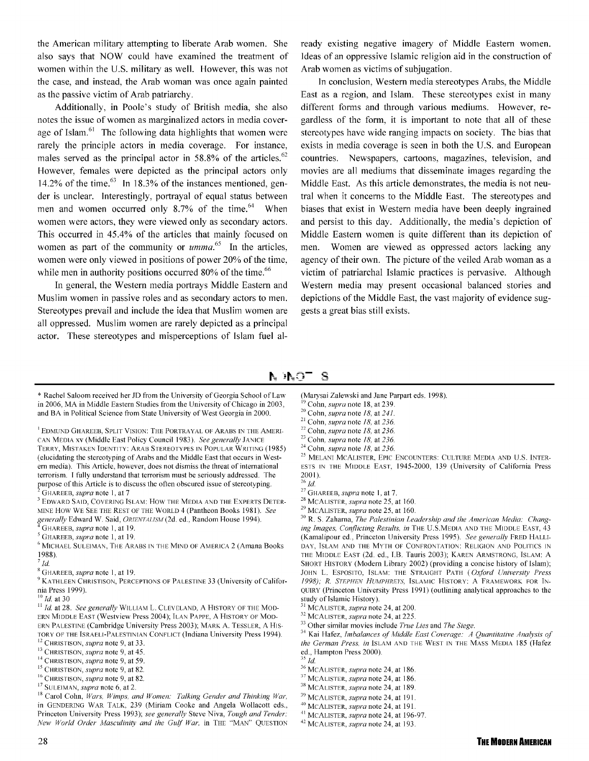the American military attempting to liberate Arab women. She also says that NOW could have examined the treatment of women within the U.S. military as well. However, this was not the case, and instead, the Arab woman was once again painted as the passive victim of Arab patriarchy.

Additionally, in Poole's study of British media, she also notes the issue of women as marginalized actors in media coverage of Islam.[61] The following data highlights that women were rarely the principle actors in media coverage. For instance, males served as the principal actor in 58.8% of the articles.[62] However, females were depicted as the principal actors only 14.2% of the time.[63] In 18.3% of the instances mentioned, gender is unclear. Interestingly, portrayal of equal status between men and women occurred only 8.7% of the time.[64] When women were actors, they were viewed only as secondary actors. This occurred in 45.4% of the articles that mainly focused on women as part of the community or *umma*.[65] In the articles, women were only viewed in positions of power 20% of the time, while men in authority positions occurred 80% of the time.[66]

In general, the Western media portrays Middle Eastern and Muslim women in passive roles and as secondary actors to men. Stereotypes prevail and include the idea that Muslim women are all oppressed. Muslim women are rarely depicted as a principal actor. These stereotypes and misperceptions of Islam fuel already existing negative imagery of Middle Eastern women. Ideas of an oppressive Islamic religion aid in the construction of Arab women as victims of subjugation.

In conclusion, Western media stereotypes Arabs, the Middle East as a region, and Islam. These stereotypes exist in many different forms and through various mediums. However, regardless of the form, it is important to note that all of these stereotypes have wide ranging impacts on society. The bias that exists in media coverage is seen in both the U.S. and European countries. Newspapers, cartoons, magazines, television, and movies are all mediums that disseminate images regarding the Middle East. As this article demonstrates, the media is not neutral when it concerns to the Middle East. The stereotypes and biases that exist in Western media have been deeply ingrained and persist to this day. Additionally, the media's depiction of Middle Eastern women is quite different than its depiction of men. Women are viewed as oppressed actors lacking any agency of their own. The picture of the veiled Arab woman as a victim of patriarchal Islamic practices is pervasive. Although Western media may present occasional balanced stories and depictions of the Middle East, the vast majority of evidence suggests a great bias still exists.

## ENDNOTES

\* Rachel Saloom received her JD from the University of Georgia School of Law in 2006, MA in Middle Eastern Studies from the University of Chicago in 2003, and BA in Political Science from State University of West Georgia in 2000.

[1] EDMUND GHAREEB, SPLIT VISION: THE PORTRAYAL OF ARABS IN THE AMERICAN MEDIA xv (Middle East Policy Council 1983). *See generally* JANICE TERRY, MISTAKEN IDENTITY: ARAB STEREOTYPES IN POPULAR WRITING (1985) (elucidating the stereotyping of Arabs and the Middle East that occurs in Western media). This Article, however, does not dismiss the threat of international terrorism. I fully understand that terrorism must be seriously addressed. The purpose of this Article is to discuss the often obscured issue of stereotyping.

[2] GHAREEB, *supra* note 1, at 7

[3] EDWARD SAID, COVERING ISLAM: HOW THE MEDIA AND THE EXPERTS DETERMINE HOW WE SEE THE REST OF THE WORLD 4 (Pantheon Books 1981). *See generally* Edward W. Said, *ORIENTALISM* (2d. ed., Random House 1994).

[4] GHAREEB, *supra* note 1, at 19.

[5] GHAREEB, *supra* note 1, at 19.

[6] MICHAEL SULEIMAN, THE ARABS IN THE MIND OF AMERICA 2 (Amana Books 1988).

[7] *Id.*

[8] GHAREEB, *supra* note 1, at 19.

[9] KATHLEEN CHRISTISON, PERCEPTIONS OF PALESTINE 33 (University of California Press 1999).

[10] *Id.* at 30

[11] *Id.* at 28. *See generally* WILLIAM L. CLEVELAND, A HISTORY OF THE MODERN MIDDLE EAST (Westview Press 2004); ILAN PAPPE, A HISTORY OF MODERN PALESTINE (Cambridge University Press 2003); MARK A. TESSLER, A HISTORY OF THE ISRAELI-PALESTINIAN CONFLICT (Indiana University Press 1994).

[12] CHRISTISON, *supra* note 9, at 33.

[13] CHRISTISON, *supra* note 9, at 45.

[14] CHRISTISON, *supra* note 9, at 59.

[15] CHRISTISON, *supra* note 9, at 82.

[16] CHRISTISON, *supra* note 9, at 82.

[17] SULEIMAN, *supra* note 6, at 2.

[18] Carol Cohn, *Wars, Wimps, and Women: Talking Gender and Thinking War,* in GENDERING WAR TALK, 239 (Miriam Cooke and Angela Wollacott eds., Princeton University Press 1993); *see generally* Steve Niva, *Tough and Tender: New World Order Masculinity and the Gulf War,* in THE "MAN" QUESTION (Marysai Zalewski and Jane Parpart eds. 1998).

[19] Cohn, *supra* note 18, at 239.

[20] Cohn, *supra* note *18*, at *241*.

[21] Cohn, *supra* note *18*, at *236*.

[22] Cohn, *supra* note *18*, at *236*.

[23] Cohn, *supra* note *18*, at *236*.

[24] Cohn, *supra* note *18*, at *236*.

[25] MELANI MCALISTER, EPIC ENCOUNTERS: CULTURE MEDIA AND U.S. INTERESTS IN THE MIDDLE EAST, 1945-2000, 139 (University of California Press 2001).

[26] *Id.*

[27] GHAREEB, *supra* note 1, at 7.

[28] MCALISTER, *supra* note 25, at 160.

[29] MCALISTER, *supra* note 25, at 160.

[30] R. S. Zaharna, *The Palestinian Leadership and the American Media: Changing Images, Conflicting Results, in* THE U.S.MEDIA AND THE MIDDLE EAST, 43 (Kamalipour ed., Princeton University Press 1995). *See generally* FRED HALLIDAY, ISLAM AND THE MYTH OF CONFRONTATION: RELIGION AND POLITICS IN THE MIDDLE EAST (2d. ed., I.B. Tauris 2003); KAREN ARMSTRONG, ISLAM: A SHORT HISTORY (Modern Library 2002) (providing a concise history of Islam); JOHN L. ESPOSITO, ISLAM: THE STRAIGHT PATH (*Oxford University Press 1998); R. STEPHEN HUMPHREYS,* ISLAMIC HISTORY: A FRAMEWORK FOR INQUIRY (Princeton University Press 1991) (outlining analytical approaches to the study of Islamic History).

[31] MCALISTER, *supra* note 24, at 200.

[32] MCALISTER, *supra* note 24, at 225.

[33] Other similar movies include *True Lies* and *The Siege*.

[34] Kai Hafez, *Imbalances of Middle East Coverage: A Quantitative Analysis of the German Press, in* ISLAM AND THE WEST IN THE MASS MEDIA 185 (Hafez ed., Hampton Press 2000).

[35] *Id.*

[36] MCALISTER, *supra* note 24, at 186.

[37] MCALISTER, *supra* note 24, at 186.

[38] MCALISTER, *supra* note 24, at 189.

[39] MCALISTER, *supra* note 24, at 191.

[40] MCALISTER, *supra* note 24, at 191.

[41] MCALISTER, *supra* note 24, at 196-97.

[42] MCALISTER, *supra* note 24, at 193.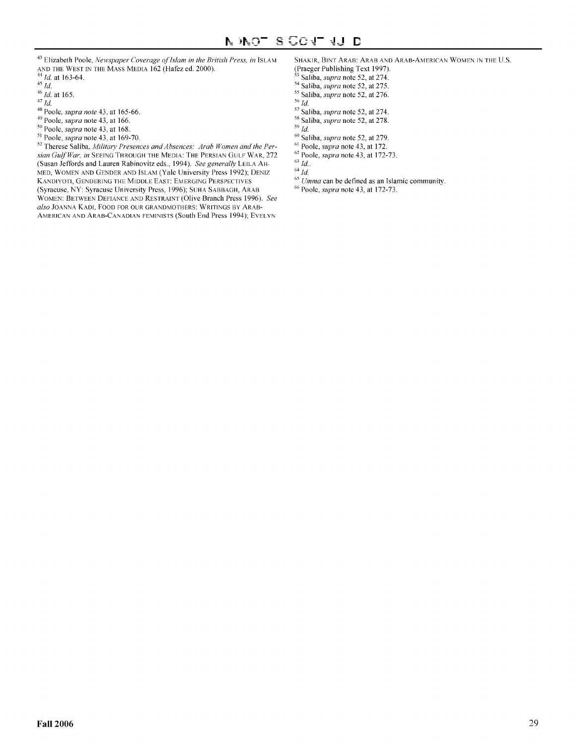[43] Elizabeth Poole, *Newspaper Coverage of Islam in the British Press*, *in* ISLAM AND THE WEST IN THE MASS MEDIA 162 (Hafez ed. 2000).

[44] *Id.* at 163-64.

[45] *Id.*

[46] *Id.* at 165.

[47] *Id.*

[48] Poole, *supra note* 43, at 165-66.

[49] Poole, *supra* note 43, at 166.

[50] Poole, *supra* note 43, at 168.

[51] Poole, *supra* note 43, at 169-70.

[52] Therese Saliba, *Military Presences and Absences: Arab Women and the Persian Gulf War*, *in* SEEING THROUGH THE MEDIA: THE PERSIAN GULF WAR, 272 (Susan Jeffords and Lauren Rabinovitz eds., 1994). *See generally* LEILA AHMED, WOMEN AND GENDER AND ISLAM (Yale University Press 1992); DENIZ KANDIYOTI, GENDERING THE MIDDLE EAST: EMERGING PERSPECTIVES (Syracuse, NY: Syracuse University Press, 1996); SUHA SABBAGH, ARAB WOMEN: BETWEEN DEFIANCE AND RESTRAINT (Olive Branch Press 1996). *See also* JOANNA KADI, FOOD FOR OUR GRANDMOTHERS: WRITINGS BY ARAB-AMERICAN AND ARAB-CANADIAN FEMINISTS (South End Press 1994); EVELYN SHAKIR, BINT ARAB: ARAB AND ARAB-AMERICAN WOMEN IN THE U.S. (Praeger Publishing Text 1997).

[53] Saliba, *supra* note 52, at 274.

[54] Saliba, *supra* note 52, at 275.

[55] Saliba, *supra* note 52, at 276.

[56] *Id.*

[57] Saliba, *supra* note 52, at 274.

[58] Saliba, *supra* note 52, at 278.

[59] *Id.*

[60] Saliba, *supra* note 52, at 279.

[61] Poole, *supra* note 43, at 172.

[62] Poole, *supra* note 43, at 172-73.

[63] *Id.*.

[64] *Id.*

[65] *Umma* can be defined as an Islamic community.

[66] Poole, *supra* note 43, at 172-73.